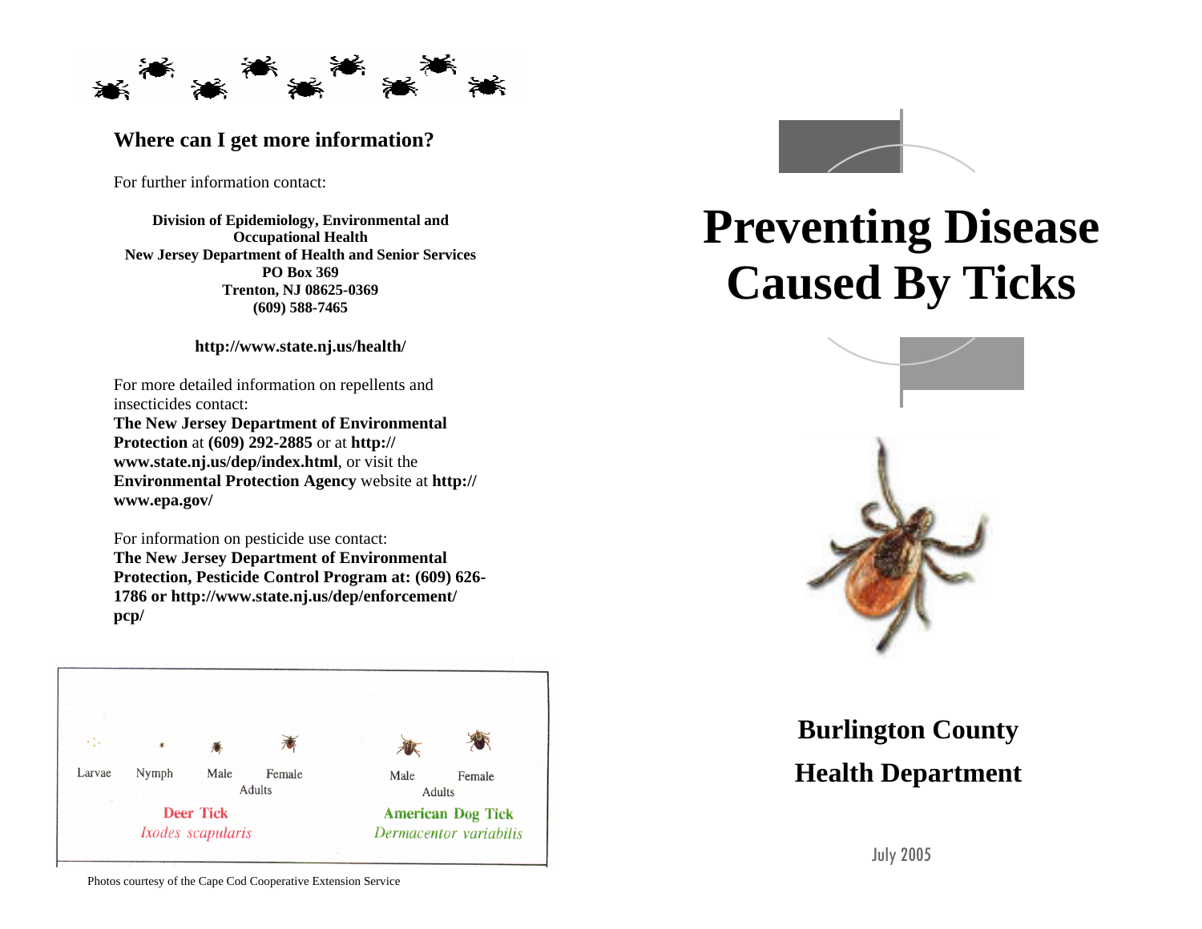## Where can I get more information?

For further information contact:

**Division of Epidemiology, Environmental and Occupational Health**
**New Jersey Department of Health and Senior Services**
**PO Box 369**
**Trenton, NJ 08625-0369**
**(609) 588-7465**

**http://www.state.nj.us/health/**

For more detailed information on repellents and insecticides contact:
**The New Jersey Department of Environmental Protection** at **(609) 292-2885** or at **http://www.state.nj.us/dep/index.html**, or visit the **Environmental Protection Agency** website at **http://www.epa.gov/**

For information on pesticide use contact:
**The New Jersey Department of Environmental Protection, Pesticide Control Program at: (609) 626-1786 or http://www.state.nj.us/dep/enforcement/pcp/**

Larvae — Nymph — Male — Female (Adults)
Deer Tick *Ixodes scapularis*

Male — Female (Adults)
American Dog Tick *Dermacentor variabilis*

Photos courtesy of the Cape Cod Cooperative Extension Service

# Preventing Disease Caused By Ticks

## Burlington County Health Department

July 2005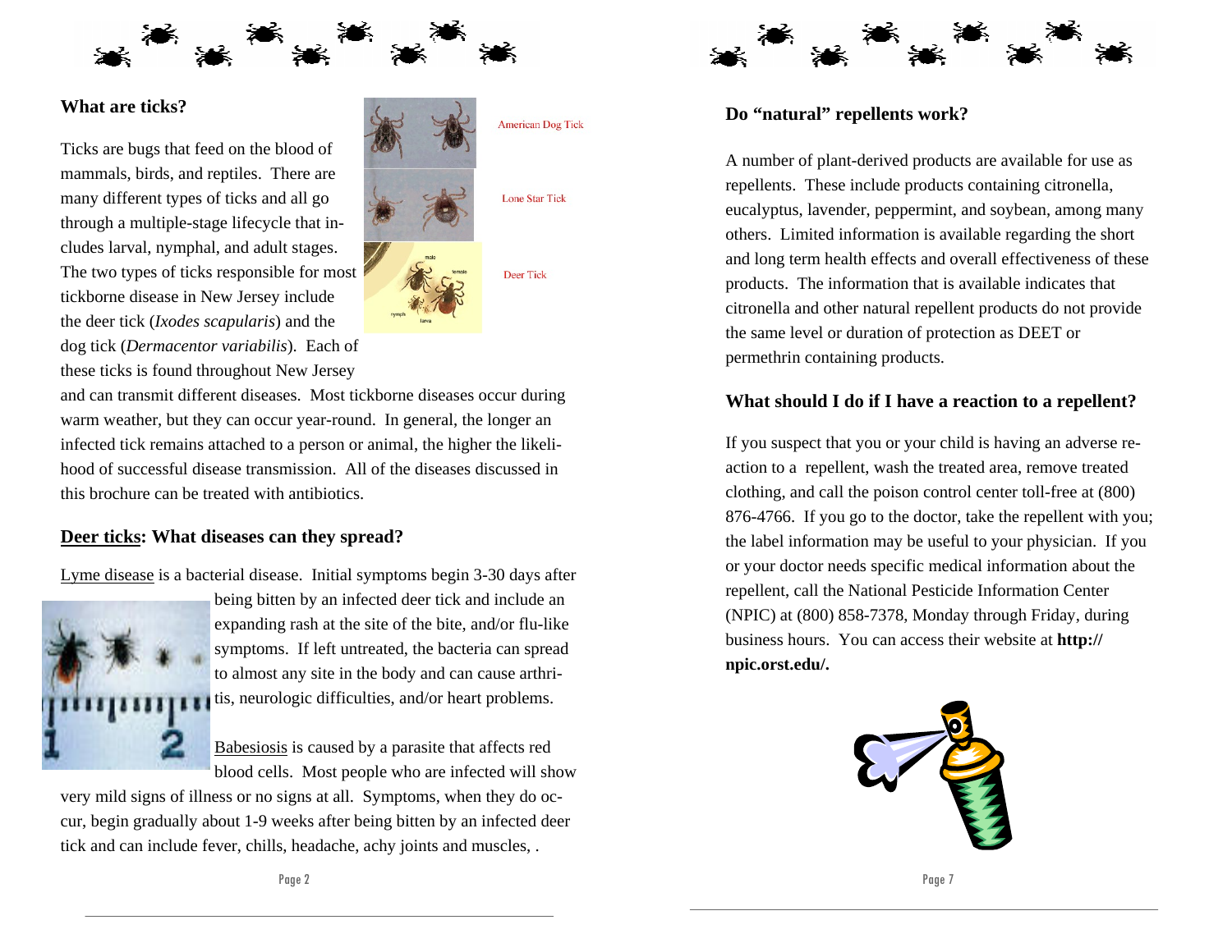## What are ticks?

Ticks are bugs that feed on the blood of mammals, birds, and reptiles. There are many different types of ticks and all go through a multiple-stage lifecycle that includes larval, nymphal, and adult stages. The two types of ticks responsible for most tickborne disease in New Jersey include the deer tick (*Ixodes scapularis*) and the dog tick (*Dermacentor variabilis*). Each of these ticks is found throughout New Jersey and can transmit different diseases. Most tickborne diseases occur during warm weather, but they can occur year-round. In general, the longer an infected tick remains attached to a person or animal, the higher the likelihood of successful disease transmission. All of the diseases discussed in this brochure can be treated with antibiotics.

American Dog Tick

Lone Star Tick

Deer Tick

## Deer ticks: What diseases can they spread?

Lyme disease is a bacterial disease. Initial symptoms begin 3-30 days after being bitten by an infected deer tick and include an expanding rash at the site of the bite, and/or flu-like symptoms. If left untreated, the bacteria can spread to almost any site in the body and can cause arthritis, neurologic difficulties, and/or heart problems.

Babesiosis is caused by a parasite that affects red blood cells. Most people who are infected will show very mild signs of illness or no signs at all. Symptoms, when they do occur, begin gradually about 1-9 weeks after being bitten by an infected deer tick and can include fever, chills, headache, achy joints and muscles, .

## Do "natural" repellents work?

A number of plant-derived products are available for use as repellents. These include products containing citronella, eucalyptus, lavender, peppermint, and soybean, among many others. Limited information is available regarding the short and long term health effects and overall effectiveness of these products. The information that is available indicates that citronella and other natural repellent products do not provide the same level or duration of protection as DEET or permethrin containing products.

## What should I do if I have a reaction to a repellent?

If you suspect that you or your child is having an adverse reaction to a repellent, wash the treated area, remove treated clothing, and call the poison control center toll-free at (800) 876-4766. If you go to the doctor, take the repellent with you; the label information may be useful to your physician. If you or your doctor needs specific medical information about the repellent, call the National Pesticide Information Center (NPIC) at (800) 858-7378, Monday through Friday, during business hours. You can access their website at **http://npic.orst.edu/.**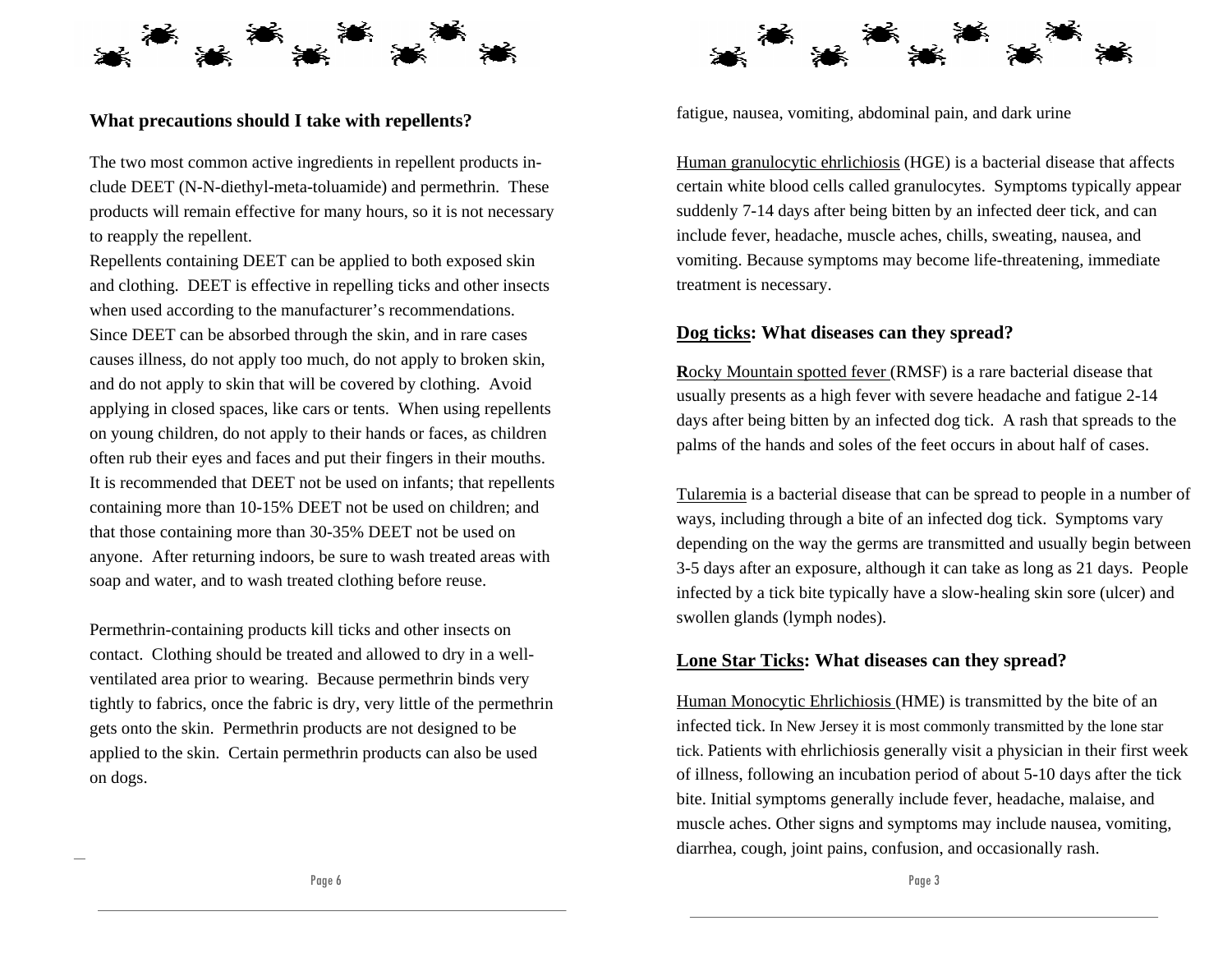### What precautions should I take with repellents?

The two most common active ingredients in repellent products include DEET (N-N-diethyl-meta-toluamide) and permethrin. These products will remain effective for many hours, so it is not necessary to reapply the repellent.

Repellents containing DEET can be applied to both exposed skin and clothing. DEET is effective in repelling ticks and other insects when used according to the manufacturer's recommendations. Since DEET can be absorbed through the skin, and in rare cases causes illness, do not apply too much, do not apply to broken skin, and do not apply to skin that will be covered by clothing. Avoid applying in closed spaces, like cars or tents. When using repellents on young children, do not apply to their hands or faces, as children often rub their eyes and faces and put their fingers in their mouths. It is recommended that DEET not be used on infants; that repellents containing more than 10-15% DEET not be used on children; and that those containing more than 30-35% DEET not be used on anyone. After returning indoors, be sure to wash treated areas with soap and water, and to wash treated clothing before reuse.

Permethrin-containing products kill ticks and other insects on contact. Clothing should be treated and allowed to dry in a well-ventilated area prior to wearing. Because permethrin binds very tightly to fabrics, once the fabric is dry, very little of the permethrin gets onto the skin. Permethrin products are not designed to be applied to the skin. Certain permethrin products can also be used on dogs.

fatigue, nausea, vomiting, abdominal pain, and dark urine

Human granulocytic ehrlichiosis (HGE) is a bacterial disease that affects certain white blood cells called granulocytes. Symptoms typically appear suddenly 7-14 days after being bitten by an infected deer tick, and can include fever, headache, muscle aches, chills, sweating, nausea, and vomiting. Because symptoms may become life-threatening, immediate treatment is necessary.

### Dog ticks: What diseases can they spread?

Rocky Mountain spotted fever (RMSF) is a rare bacterial disease that usually presents as a high fever with severe headache and fatigue 2-14 days after being bitten by an infected dog tick. A rash that spreads to the palms of the hands and soles of the feet occurs in about half of cases.

Tularemia is a bacterial disease that can be spread to people in a number of ways, including through a bite of an infected dog tick. Symptoms vary depending on the way the germs are transmitted and usually begin between 3-5 days after an exposure, although it can take as long as 21 days. People infected by a tick bite typically have a slow-healing skin sore (ulcer) and swollen glands (lymph nodes).

### Lone Star Ticks: What diseases can they spread?

Human Monocytic Ehrlichiosis (HME) is transmitted by the bite of an infected tick. In New Jersey it is most commonly transmitted by the lone star tick. Patients with ehrlichiosis generally visit a physician in their first week of illness, following an incubation period of about 5-10 days after the tick bite. Initial symptoms generally include fever, headache, malaise, and muscle aches. Other signs and symptoms may include nausea, vomiting, diarrhea, cough, joint pains, confusion, and occasionally rash.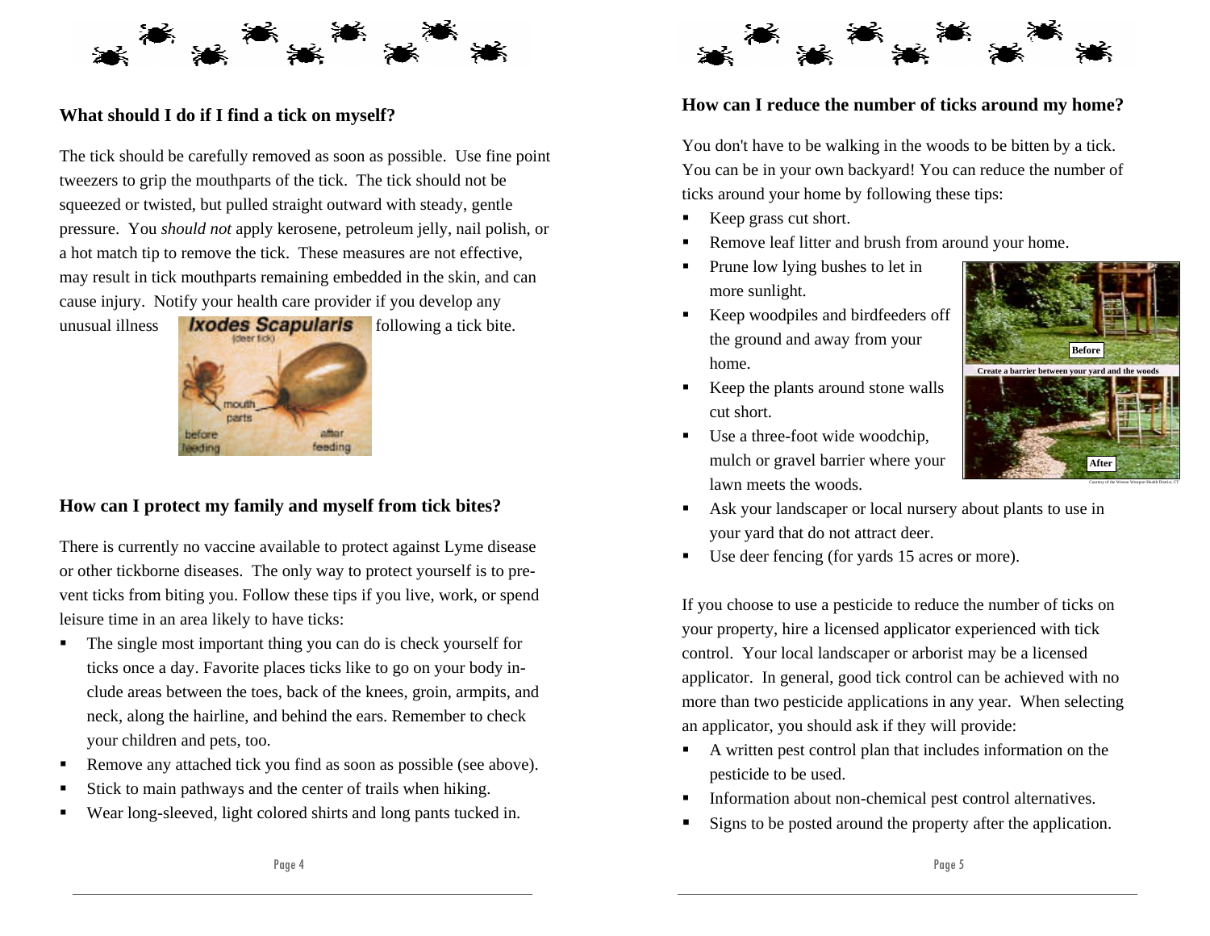## What should I do if I find a tick on myself?

The tick should be carefully removed as soon as possible. Use fine point tweezers to grip the mouthparts of the tick. The tick should not be squeezed or twisted, but pulled straight outward with steady, gentle pressure. You *should not* apply kerosene, petroleum jelly, nail polish, or a hot match tip to remove the tick. These measures are not effective, may result in tick mouthparts remaining embedded in the skin, and can cause injury. Notify your health care provider if you develop any unusual illness following a tick bite.

## How can I protect my family and myself from tick bites?

There is currently no vaccine available to protect against Lyme disease or other tickborne diseases. The only way to protect yourself is to prevent ticks from biting you. Follow these tips if you live, work, or spend leisure time in an area likely to have ticks:

- The single most important thing you can do is check yourself for ticks once a day. Favorite places ticks like to go on your body include areas between the toes, back of the knees, groin, armpits, and neck, along the hairline, and behind the ears. Remember to check your children and pets, too.
- Remove any attached tick you find as soon as possible (see above).
- Stick to main pathways and the center of trails when hiking.
- Wear long-sleeved, light colored shirts and long pants tucked in.

## How can I reduce the number of ticks around my home?

You don't have to be walking in the woods to be bitten by a tick. You can be in your own backyard! You can reduce the number of ticks around your home by following these tips:

- Keep grass cut short.
- Remove leaf litter and brush from around your home.
- Prune low lying bushes to let in more sunlight.
- Keep woodpiles and birdfeeders off the ground and away from your home.
- Keep the plants around stone walls cut short.
- Use a three-foot wide woodchip, mulch or gravel barrier where your lawn meets the woods.
- Ask your landscaper or local nursery about plants to use in your yard that do not attract deer.
- Use deer fencing (for yards 15 acres or more).

Create a barrier between your yard and the woods

If you choose to use a pesticide to reduce the number of ticks on your property, hire a licensed applicator experienced with tick control. Your local landscaper or arborist may be a licensed applicator. In general, good tick control can be achieved with no more than two pesticide applications in any year. When selecting an applicator, you should ask if they will provide:

- A written pest control plan that includes information on the pesticide to be used.
- Information about non-chemical pest control alternatives.
- Signs to be posted around the property after the application.